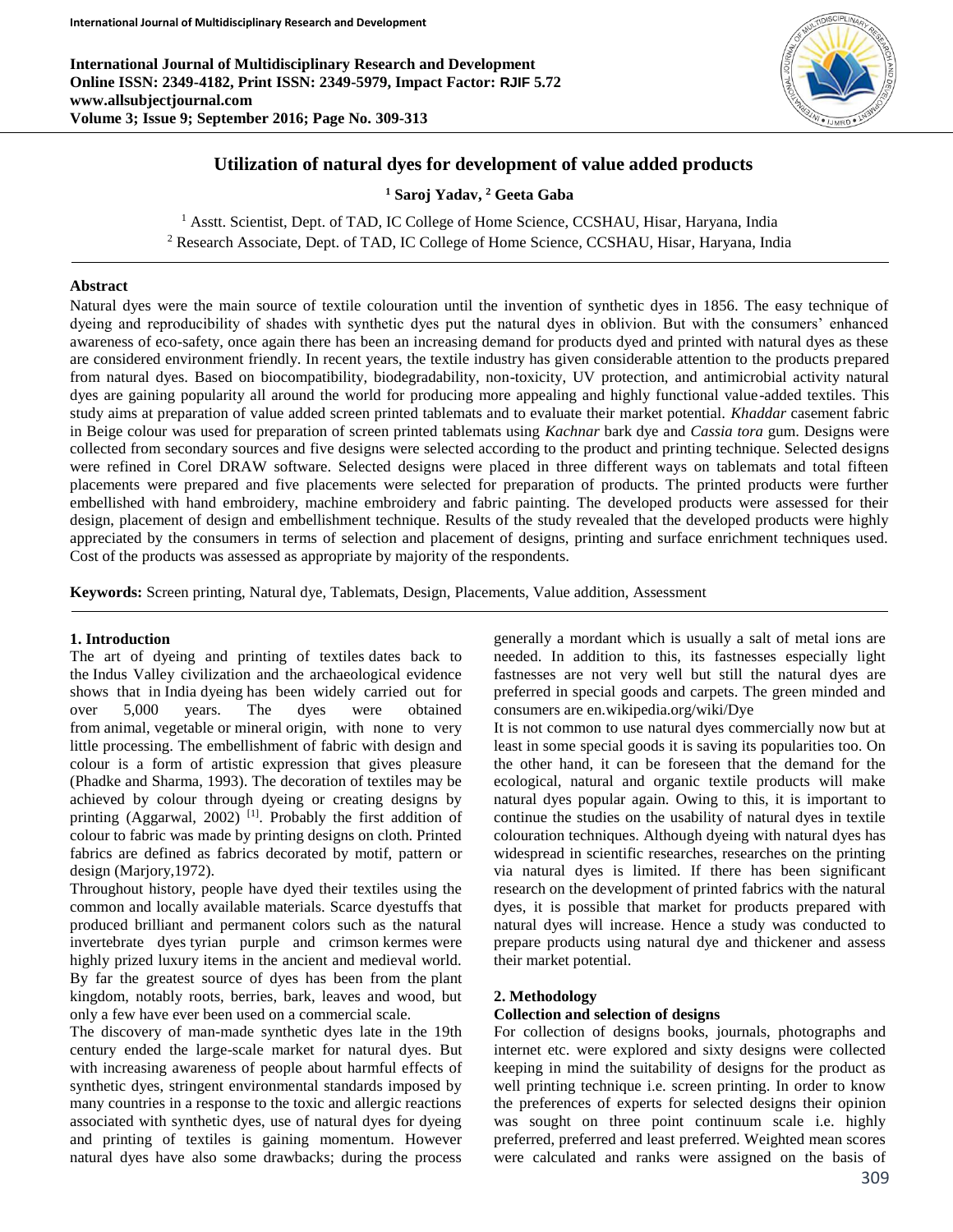# Utilization of natural dyes for development of value added products

**[1] Saroj Yadav, [2] Geeta Gaba**

[1] Asstt. Scientist, Dept. of TAD, IC College of Home Science, CCSHAU, Hisar, Haryana, India
[2] Research Associate, Dept. of TAD, IC College of Home Science, CCSHAU, Hisar, Haryana, India

---

### Abstract

Natural dyes were the main source of textile colouration until the invention of synthetic dyes in 1856. The easy technique of dyeing and reproducibility of shades with synthetic dyes put the natural dyes in oblivion. But with the consumers' enhanced awareness of eco-safety, once again there has been an increasing demand for products dyed and printed with natural dyes as these are considered environment friendly. In recent years, the textile industry has given considerable attention to the products prepared from natural dyes. Based on biocompatibility, biodegradability, non-toxicity, UV protection, and antimicrobial activity natural dyes are gaining popularity all around the world for producing more appealing and highly functional value-added textiles. This study aims at preparation of value added screen printed tablemats and to evaluate their market potential. *Khaddar* casement fabric in Beige colour was used for preparation of screen printed tablemats using *Kachnar* bark dye and *Cassia tora* gum. Designs were collected from secondary sources and five designs were selected according to the product and printing technique. Selected designs were refined in Corel DRAW software. Selected designs were placed in three different ways on tablemats and total fifteen placements were prepared and five placements were selected for preparation of products. The printed products were further embellished with hand embroidery, machine embroidery and fabric painting. The developed products were assessed for their design, placement of design and embellishment technique. Results of the study revealed that the developed products were highly appreciated by the consumers in terms of selection and placement of designs, printing and surface enrichment techniques used. Cost of the products was assessed as appropriate by majority of the respondents.

**Keywords:** Screen printing, Natural dye, Tablemats, Design, Placements, Value addition, Assessment

---

## 1. Introduction

The art of dyeing and printing of textiles dates back to the Indus Valley civilization and the archaeological evidence shows that in India dyeing has been widely carried out for over 5,000 years. The dyes were obtained from animal, vegetable or mineral origin, with none to very little processing. The embellishment of fabric with design and colour is a form of artistic expression that gives pleasure (Phadke and Sharma, 1993). The decoration of textiles may be achieved by colour through dyeing or creating designs by printing (Aggarwal, 2002) [1]. Probably the first addition of colour to fabric was made by printing designs on cloth. Printed fabrics are defined as fabrics decorated by motif, pattern or design (Marjory,1972).

Throughout history, people have dyed their textiles using the common and locally available materials. Scarce dyestuffs that produced brilliant and permanent colors such as the natural invertebrate dyes tyrian purple and crimson kermes were highly prized luxury items in the ancient and medieval world. By far the greatest source of dyes has been from the plant kingdom, notably roots, berries, bark, leaves and wood, but only a few have ever been used on a commercial scale.

The discovery of man-made synthetic dyes late in the 19th century ended the large-scale market for natural dyes. But with increasing awareness of people about harmful effects of synthetic dyes, stringent environmental standards imposed by many countries in a response to the toxic and allergic reactions associated with synthetic dyes, use of natural dyes for dyeing and printing of textiles is gaining momentum. However natural dyes have also some drawbacks; during the process generally a mordant which is usually a salt of metal ions are needed. In addition to this, its fastnesses especially light fastnesses are not very well but still the natural dyes are preferred in special goods and carpets. The green minded and consumers are en.wikipedia.org/wiki/Dye

It is not common to use natural dyes commercially now but at least in some special goods it is saving its popularities too. On the other hand, it can be foreseen that the demand for the ecological, natural and organic textile products will make natural dyes popular again. Owing to this, it is important to continue the studies on the usability of natural dyes in textile colouration techniques. Although dyeing with natural dyes has widespread in scientific researches, researches on the printing via natural dyes is limited. If there has been significant research on the development of printed fabrics with the natural dyes, it is possible that market for products prepared with natural dyes will increase. Hence a study was conducted to prepare products using natural dye and thickener and assess their market potential.

## 2. Methodology

### Collection and selection of designs

For collection of designs books, journals, photographs and internet etc. were explored and sixty designs were collected keeping in mind the suitability of designs for the product as well printing technique i.e. screen printing. In order to know the preferences of experts for selected designs their opinion was sought on three point continuum scale i.e. highly preferred, preferred and least preferred. Weighted mean scores were calculated and ranks were assigned on the basis of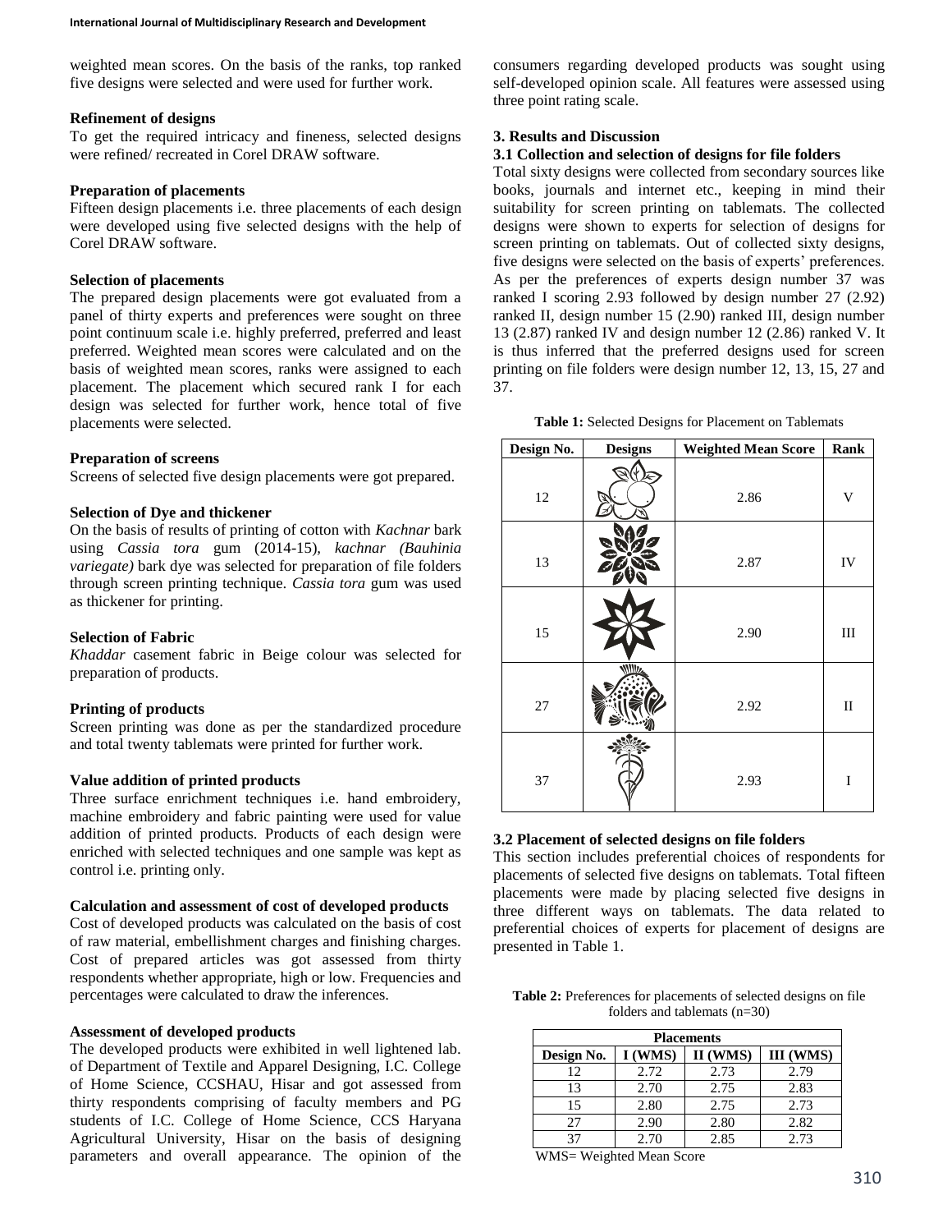weighted mean scores. On the basis of the ranks, top ranked five designs were selected and were used for further work.

**Refinement of designs**

To get the required intricacy and fineness, selected designs were refined/ recreated in Corel DRAW software.

**Preparation of placements**

Fifteen design placements i.e. three placements of each design were developed using five selected designs with the help of Corel DRAW software.

**Selection of placements**

The prepared design placements were got evaluated from a panel of thirty experts and preferences were sought on three point continuum scale i.e. highly preferred, preferred and least preferred. Weighted mean scores were calculated and on the basis of weighted mean scores, ranks were assigned to each placement. The placement which secured rank I for each design was selected for further work, hence total of five placements were selected.

**Preparation of screens**

Screens of selected five design placements were got prepared.

**Selection of Dye and thickener**

On the basis of results of printing of cotton with *Kachnar* bark using *Cassia tora* gum (2014-15), *kachnar (Bauhinia variegate)* bark dye was selected for preparation of file folders through screen printing technique. *Cassia tora* gum was used as thickener for printing.

**Selection of Fabric**

*Khaddar* casement fabric in Beige colour was selected for preparation of products.

**Printing of products**

Screen printing was done as per the standardized procedure and total twenty tablemats were printed for further work.

**Value addition of printed products**

Three surface enrichment techniques i.e. hand embroidery, machine embroidery and fabric painting were used for value addition of printed products. Products of each design were enriched with selected techniques and one sample was kept as control i.e. printing only.

**Calculation and assessment of cost of developed products**

Cost of developed products was calculated on the basis of cost of raw material, embellishment charges and finishing charges. Cost of prepared articles was got assessed from thirty respondents whether appropriate, high or low. Frequencies and percentages were calculated to draw the inferences.

**Assessment of developed products**

The developed products were exhibited in well lightened lab. of Department of Textile and Apparel Designing, I.C. College of Home Science, CCSHAU, Hisar and got assessed from thirty respondents comprising of faculty members and PG students of I.C. College of Home Science, CCS Haryana Agricultural University, Hisar on the basis of designing parameters and overall appearance. The opinion of the consumers regarding developed products was sought using self-developed opinion scale. All features were assessed using three point rating scale.

## 3. Results and Discussion

### 3.1 Collection and selection of designs for file folders

Total sixty designs were collected from secondary sources like books, journals and internet etc., keeping in mind their suitability for screen printing on tablemats. The collected designs were shown to experts for selection of designs for screen printing on tablemats. Out of collected sixty designs, five designs were selected on the basis of experts' preferences. As per the preferences of experts design number 37 was ranked I scoring 2.93 followed by design number 27 (2.92) ranked II, design number 15 (2.90) ranked III, design number 13 (2.87) ranked IV and design number 12 (2.86) ranked V. It is thus inferred that the preferred designs used for screen printing on file folders were design number 12, 13, 15, 27 and 37.

**Table 1:** Selected Designs for Placement on Tablemats

| Design No. | Designs | Weighted Mean Score | Rank |
|---|---|---|---|
| 12 | | 2.86 | V |
| 13 | | 2.87 | IV |
| 15 | | 2.90 | III |
| 27 | | 2.92 | II |
| 37 | | 2.93 | I |

### 3.2 Placement of selected designs on file folders

This section includes preferential choices of respondents for placements of selected five designs on tablemats. Total fifteen placements were made by placing selected five designs in three different ways on tablemats. The data related to preferential choices of experts for placement of designs are presented in Table 1.

**Table 2:** Preferences for placements of selected designs on file folders and tablemats (n=30)

| Placements | | | |
|---|---|---|---|
| Design No. | I (WMS) | II (WMS) | III (WMS) |
| 12 | 2.72 | 2.73 | 2.79 |
| 13 | 2.70 | 2.75 | 2.83 |
| 15 | 2.80 | 2.75 | 2.73 |
| 27 | 2.90 | 2.80 | 2.82 |
| 37 | 2.70 | 2.85 | 2.73 |

WMS= Weighted Mean Score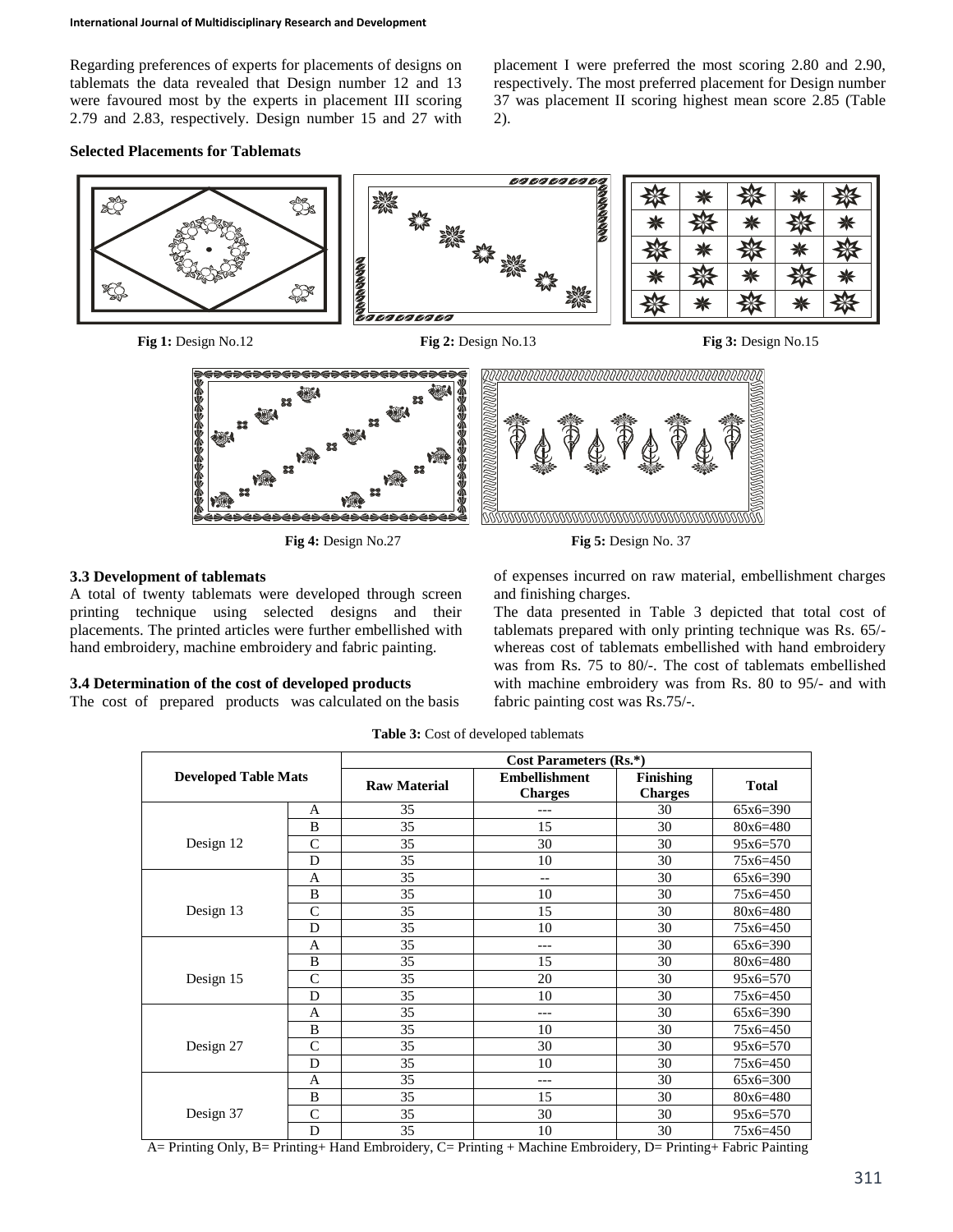Regarding preferences of experts for placements of designs on tablemats the data revealed that Design number 12 and 13 were favoured most by the experts in placement III scoring 2.79 and 2.83, respectively. Design number 15 and 27 with placement I were preferred the most scoring 2.80 and 2.90, respectively. The most preferred placement for Design number 37 was placement II scoring highest mean score 2.85 (Table 2).

**Selected Placements for Tablemats**

**Fig 1:** Design No.12

**Fig 2:** Design No.13

**Fig 3:** Design No.15

**Fig 4:** Design No.27

**Fig 5:** Design No. 37

### 3.3 Development of tablemats

A total of twenty tablemats were developed through screen printing technique using selected designs and their placements. The printed articles were further embellished with hand embroidery, machine embroidery and fabric painting.

### 3.4 Determination of the cost of developed products

The cost of prepared products was calculated on the basis of expenses incurred on raw material, embellishment charges and finishing charges.

The data presented in Table 3 depicted that total cost of tablemats prepared with only printing technique was Rs. 65/- whereas cost of tablemats embellished with hand embroidery was from Rs. 75 to 80/-. The cost of tablemats embellished with machine embroidery was from Rs. 80 to 95/- and with fabric painting cost was Rs.75/-.

**Table 3:** Cost of developed tablemats

| Developed Table Mats | | Cost Parameters (Rs.*) | | | |
|---|---|---|---|---|---|
| | | Raw Material | Embellishment Charges | Finishing Charges | Total |
| Design 12 | A | 35 | --- | 30 | 65x6=390 |
| | B | 35 | 15 | 30 | 80x6=480 |
| | C | 35 | 30 | 30 | 95x6=570 |
| | D | 35 | 10 | 30 | 75x6=450 |
| Design 13 | A | 35 | -- | 30 | 65x6=390 |
| | B | 35 | 10 | 30 | 75x6=450 |
| | C | 35 | 15 | 30 | 80x6=480 |
| | D | 35 | 10 | 30 | 75x6=450 |
| Design 15 | A | 35 | --- | 30 | 65x6=390 |
| | B | 35 | 15 | 30 | 80x6=480 |
| | C | 35 | 20 | 30 | 95x6=570 |
| | D | 35 | 10 | 30 | 75x6=450 |
| Design 27 | A | 35 | --- | 30 | 65x6=390 |
| | B | 35 | 10 | 30 | 75x6=450 |
| | C | 35 | 30 | 30 | 95x6=570 |
| | D | 35 | 10 | 30 | 75x6=450 |
| Design 37 | A | 35 | --- | 30 | 65x6=300 |
| | B | 35 | 15 | 30 | 80x6=480 |
| | C | 35 | 30 | 30 | 95x6=570 |
| | D | 35 | 10 | 30 | 75x6=450 |

A= Printing Only, B= Printing+ Hand Embroidery, C= Printing + Machine Embroidery, D= Printing+ Fabric Painting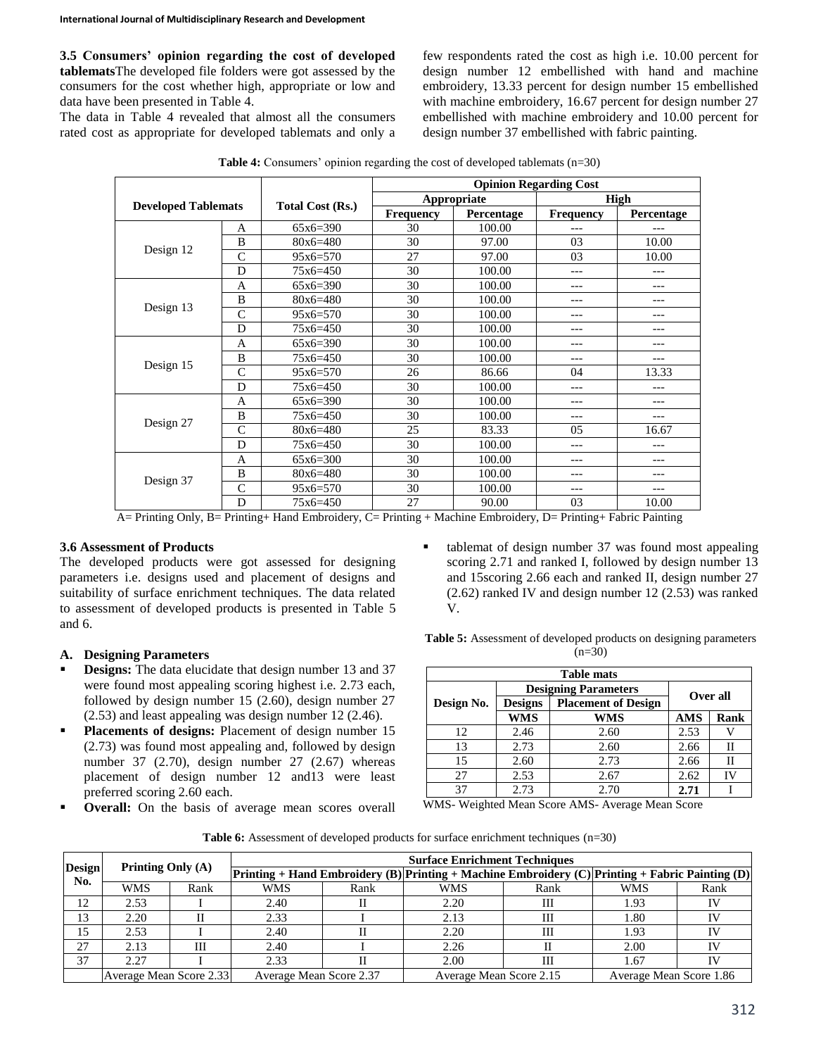**3.5 Consumers' opinion regarding the cost of developed tablemats**The developed file folders were got assessed by the consumers for the cost whether high, appropriate or low and data have been presented in Table 4.

The data in Table 4 revealed that almost all the consumers rated cost as appropriate for developed tablemats and only a few respondents rated the cost as high i.e. 10.00 percent for design number 12 embellished with hand and machine embroidery, 13.33 percent for design number 15 embellished with machine embroidery, 16.67 percent for design number 27 embellished with machine embroidery and 10.00 percent for design number 37 embellished with fabric painting.

**Table 4:** Consumers' opinion regarding the cost of developed tablemats (n=30)

| Developed Tablemats | | Total Cost (Rs.) | Opinion Regarding Cost | | | |
|---|---|---|---|---|---|---|
| | | | Appropriate | | High | |
| | | | Frequency | Percentage | Frequency | Percentage |
| Design 12 | A | 65x6=390 | 30 | 100.00 | --- | --- |
| | B | 80x6=480 | 30 | 97.00 | 03 | 10.00 |
| | C | 95x6=570 | 27 | 97.00 | 03 | 10.00 |
| | D | 75x6=450 | 30 | 100.00 | --- | --- |
| Design 13 | A | 65x6=390 | 30 | 100.00 | --- | --- |
| | B | 80x6=480 | 30 | 100.00 | --- | --- |
| | C | 95x6=570 | 30 | 100.00 | --- | --- |
| | D | 75x6=450 | 30 | 100.00 | --- | --- |
| Design 15 | A | 65x6=390 | 30 | 100.00 | --- | --- |
| | B | 75x6=450 | 30 | 100.00 | --- | --- |
| | C | 95x6=570 | 26 | 86.66 | 04 | 13.33 |
| | D | 75x6=450 | 30 | 100.00 | --- | --- |
| Design 27 | A | 65x6=390 | 30 | 100.00 | --- | --- |
| | B | 75x6=450 | 30 | 100.00 | --- | --- |
| | C | 80x6=480 | 25 | 83.33 | 05 | 16.67 |
| | D | 75x6=450 | 30 | 100.00 | --- | --- |
| Design 37 | A | 65x6=300 | 30 | 100.00 | --- | --- |
| | B | 80x6=480 | 30 | 100.00 | --- | --- |
| | C | 95x6=570 | 30 | 100.00 | --- | --- |
| | D | 75x6=450 | 27 | 90.00 | 03 | 10.00 |

A= Printing Only, B= Printing+ Hand Embroidery, C= Printing + Machine Embroidery, D= Printing+ Fabric Painting

### 3.6 Assessment of Products

The developed products were got assessed for designing parameters i.e. designs used and placement of designs and suitability of surface enrichment techniques. The data related to assessment of developed products is presented in Table 5 and 6.

#### A. Designing Parameters

- **Designs:** The data elucidate that design number 13 and 37 were found most appealing scoring highest i.e. 2.73 each, followed by design number 15 (2.60), design number 27 (2.53) and least appealing was design number 12 (2.46).
- **Placements of designs:** Placement of design number 15 (2.73) was found most appealing and, followed by design number 37 (2.70), design number 27 (2.67) whereas placement of design number 12 and13 were least preferred scoring 2.60 each.
- **Overall:** On the basis of average mean scores overall tablemat of design number 37 was found most appealing scoring 2.71 and ranked I, followed by design number 13 and 15scoring 2.66 each and ranked II, design number 27 (2.62) ranked IV and design number 12 (2.53) was ranked V.

**Table 5:** Assessment of developed products on designing parameters (n=30)

| Table mats | | | | |
|---|---|---|---|---|
| Design No. | Designing Parameters | | Over all | |
| | Designs | Placement of Design | | |
| | WMS | WMS | AMS | Rank |
| 12 | 2.46 | 2.60 | 2.53 | V |
| 13 | 2.73 | 2.60 | 2.66 | II |
| 15 | 2.60 | 2.73 | 2.66 | II |
| 27 | 2.53 | 2.67 | 2.62 | IV |
| 37 | 2.73 | 2.70 | **2.71** | I |

WMS- Weighted Mean Score AMS- Average Mean Score

**Table 6:** Assessment of developed products for surface enrichment techniques (n=30)

| Design No. | Printing Only (A) | | Surface Enrichment Techniques | | | | | |
|---|---|---|---|---|---|---|---|---|
| | | | Printing + Hand Embroidery (B) | | Printing + Machine Embroidery (C) | | Printing + Fabric Painting (D) | |
| | WMS | Rank | WMS | Rank | WMS | Rank | WMS | Rank |
| 12 | 2.53 | I | 2.40 | II | 2.20 | III | 1.93 | IV |
| 13 | 2.20 | II | 2.33 | I | 2.13 | III | 1.80 | IV |
| 15 | 2.53 | I | 2.40 | II | 2.20 | III | 1.93 | IV |
| 27 | 2.13 | III | 2.40 | I | 2.26 | II | 2.00 | IV |
| 37 | 2.27 | I | 2.33 | II | 2.00 | III | 1.67 | IV |
| | Average Mean Score 2.33 | | Average Mean Score 2.37 | | Average Mean Score 2.15 | | Average Mean Score 1.86 | |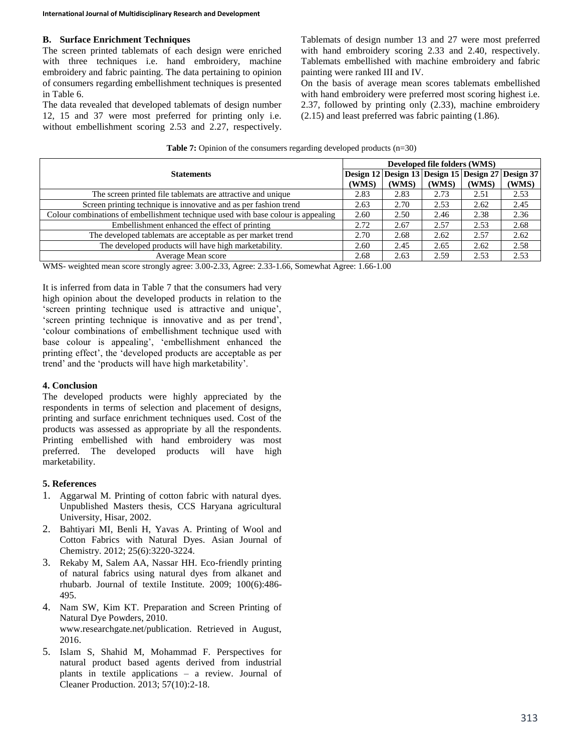### B. Surface Enrichment Techniques

The screen printed tablemats of each design were enriched with three techniques i.e. hand embroidery, machine embroidery and fabric painting. The data pertaining to opinion of consumers regarding embellishment techniques is presented in Table 6.

The data revealed that developed tablemats of design number 12, 15 and 37 were most preferred for printing only i.e. without embellishment scoring 2.53 and 2.27, respectively. Tablemats of design number 13 and 27 were most preferred with hand embroidery scoring 2.33 and 2.40, respectively. Tablemats embellished with machine embroidery and fabric painting were ranked III and IV.

On the basis of average mean scores tablemats embellished with hand embroidery were preferred most scoring highest i.e. 2.37, followed by printing only (2.33), machine embroidery (2.15) and least preferred was fabric painting (1.86).

**Table 7:** Opinion of the consumers regarding developed products (n=30)

| Statements | Developed file folders (WMS) | | | | |
|---|---|---|---|---|---|
| | Design 12 (WMS) | Design 13 (WMS) | Design 15 (WMS) | Design 27 (WMS) | Design 37 (WMS) |
| The screen printed file tablemats are attractive and unique | 2.83 | 2.83 | 2.73 | 2.51 | 2.53 |
| Screen printing technique is innovative and as per fashion trend | 2.63 | 2.70 | 2.53 | 2.62 | 2.45 |
| Colour combinations of embellishment technique used with base colour is appealing | 2.60 | 2.50 | 2.46 | 2.38 | 2.36 |
| Embellishment enhanced the effect of printing | 2.72 | 2.67 | 2.57 | 2.53 | 2.68 |
| The developed tablemats are acceptable as per market trend | 2.70 | 2.68 | 2.62 | 2.57 | 2.62 |
| The developed products will have high marketability. | 2.60 | 2.45 | 2.65 | 2.62 | 2.58 |
| Average Mean score | 2.68 | 2.63 | 2.59 | 2.53 | 2.53 |

WMS- weighted mean score strongly agree: 3.00-2.33, Agree: 2.33-1.66, Somewhat Agree: 1.66-1.00

It is inferred from data in Table 7 that the consumers had very high opinion about the developed products in relation to the 'screen printing technique used is attractive and unique', 'screen printing technique is innovative and as per trend', 'colour combinations of embellishment technique used with base colour is appealing', 'embellishment enhanced the printing effect', the 'developed products are acceptable as per trend' and the 'products will have high marketability'.

## 4. Conclusion

The developed products were highly appreciated by the respondents in terms of selection and placement of designs, printing and surface enrichment techniques used. Cost of the products was assessed as appropriate by all the respondents. Printing embellished with hand embroidery was most preferred. The developed products will have high marketability.

## 5. References

1. Aggarwal M. Printing of cotton fabric with natural dyes. Unpublished Masters thesis, CCS Haryana agricultural University, Hisar, 2002.
2. Bahtiyari MI, Benli H, Yavas A. Printing of Wool and Cotton Fabrics with Natural Dyes. Asian Journal of Chemistry. 2012; 25(6):3220-3224.
3. Rekaby M, Salem AA, Nassar HH. Eco-friendly printing of natural fabrics using natural dyes from alkanet and rhubarb. Journal of textile Institute. 2009; 100(6):486-495.
4. Nam SW, Kim KT. Preparation and Screen Printing of Natural Dye Powders, 2010. www.researchgate.net/publication. Retrieved in August, 2016.
5. Islam S, Shahid M, Mohammad F. Perspectives for natural product based agents derived from industrial plants in textile applications – a review. Journal of Cleaner Production. 2013; 57(10):2-18.